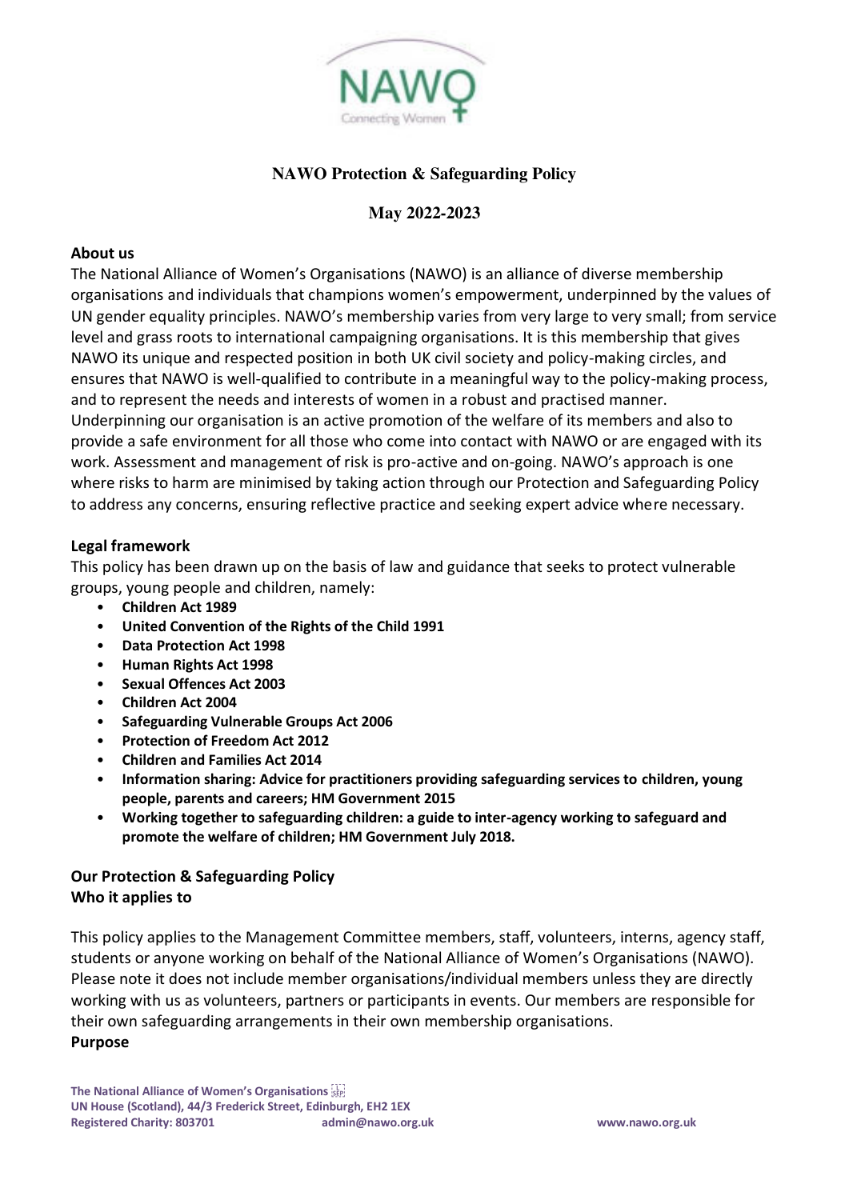# NAWO Protection & Safeguarding Policy

**May 2022-2023**

## About us

The National Alliance of Women's Organisations (NAWO) is an alliance of diverse membership organisations and individuals that champions women's empowerment, underpinned by the values of UN gender equality principles. NAWO's membership varies from very large to very small; from service level and grass roots to international campaigning organisations. It is this membership that gives NAWO its unique and respected position in both UK civil society and policy-making circles, and ensures that NAWO is well-qualified to contribute in a meaningful way to the policy-making process, and to represent the needs and interests of women in a robust and practised manner.
Underpinning our organisation is an active promotion of the welfare of its members and also to provide a safe environment for all those who come into contact with NAWO or are engaged with its work. Assessment and management of risk is pro-active and on-going. NAWO's approach is one where risks to harm are minimised by taking action through our Protection and Safeguarding Policy to address any concerns, ensuring reflective practice and seeking expert advice where necessary.

## Legal framework

This policy has been drawn up on the basis of law and guidance that seeks to protect vulnerable groups, young people and children, namely:

- **Children Act 1989**
- **United Convention of the Rights of the Child 1991**
- **Data Protection Act 1998**
- **Human Rights Act 1998**
- **Sexual Offences Act 2003**
- **Children Act 2004**
- **Safeguarding Vulnerable Groups Act 2006**
- **Protection of Freedom Act 2012**
- **Children and Families Act 2014**
- **Information sharing: Advice for practitioners providing safeguarding services to children, young people, parents and careers; HM Government 2015**
- **Working together to safeguarding children: a guide to inter-agency working to safeguard and promote the welfare of children; HM Government July 2018.**

## Our Protection & Safeguarding Policy

### Who it applies to

This policy applies to the Management Committee members, staff, volunteers, interns, agency staff, students or anyone working on behalf of the National Alliance of Women's Organisations (NAWO). Please note it does not include member organisations/individual members unless they are directly working with us as volunteers, partners or participants in events. Our members are responsible for their own safeguarding arrangements in their own membership organisations.

### Purpose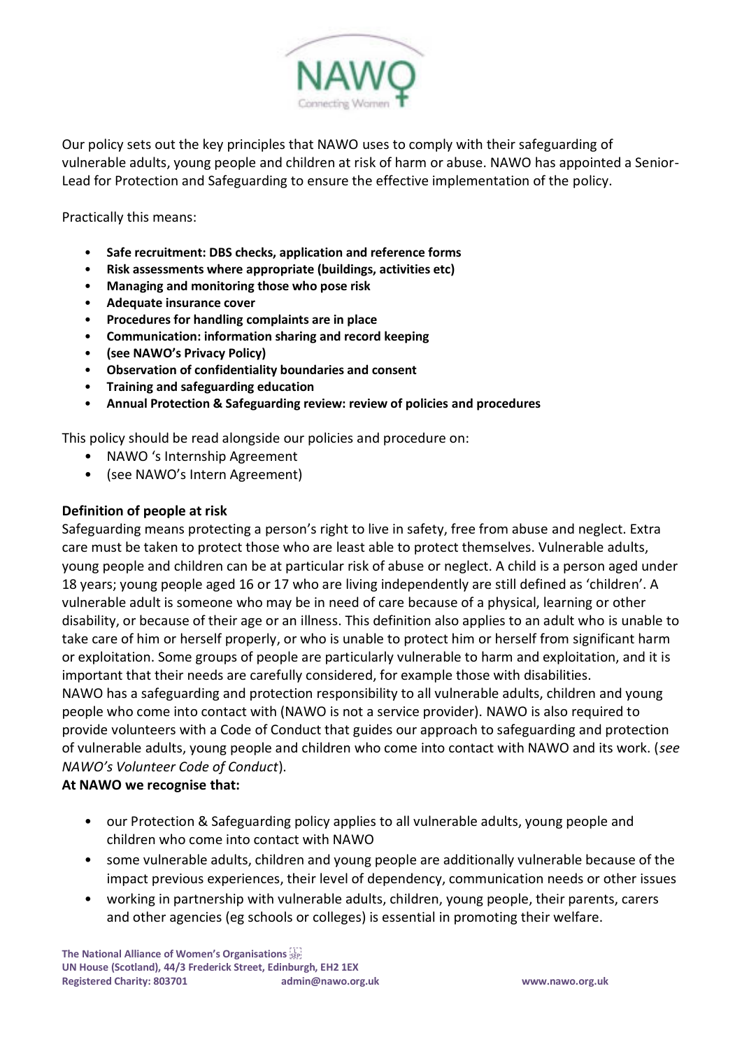Our policy sets out the key principles that NAWO uses to comply with their safeguarding of vulnerable adults, young people and children at risk of harm or abuse. NAWO has appointed a Senior-Lead for Protection and Safeguarding to ensure the effective implementation of the policy.

Practically this means:

- **Safe recruitment: DBS checks, application and reference forms**
- **Risk assessments where appropriate (buildings, activities etc)**
- **Managing and monitoring those who pose risk**
- **Adequate insurance cover**
- **Procedures for handling complaints are in place**
- **Communication: information sharing and record keeping**
- **(see NAWO's Privacy Policy)**
- **Observation of confidentiality boundaries and consent**
- **Training and safeguarding education**
- **Annual Protection & Safeguarding review: review of policies and procedures**

This policy should be read alongside our policies and procedure on:

- NAWO 's Internship Agreement
- (see NAWO's Intern Agreement)

**Definition of people at risk**

Safeguarding means protecting a person's right to live in safety, free from abuse and neglect. Extra care must be taken to protect those who are least able to protect themselves. Vulnerable adults, young people and children can be at particular risk of abuse or neglect. A child is a person aged under 18 years; young people aged 16 or 17 who are living independently are still defined as 'children'. A vulnerable adult is someone who may be in need of care because of a physical, learning or other disability, or because of their age or an illness. This definition also applies to an adult who is unable to take care of him or herself properly, or who is unable to protect him or herself from significant harm or exploitation. Some groups of people are particularly vulnerable to harm and exploitation, and it is important that their needs are carefully considered, for example those with disabilities.

NAWO has a safeguarding and protection responsibility to all vulnerable adults, children and young people who come into contact with (NAWO is not a service provider). NAWO is also required to provide volunteers with a Code of Conduct that guides our approach to safeguarding and protection of vulnerable adults, young people and children who come into contact with NAWO and its work. (*see NAWO's Volunteer Code of Conduct*).

**At NAWO we recognise that:**

- our Protection & Safeguarding policy applies to all vulnerable adults, young people and children who come into contact with NAWO
- some vulnerable adults, children and young people are additionally vulnerable because of the impact previous experiences, their level of dependency, communication needs or other issues
- working in partnership with vulnerable adults, children, young people, their parents, carers and other agencies (eg schools or colleges) is essential in promoting their welfare.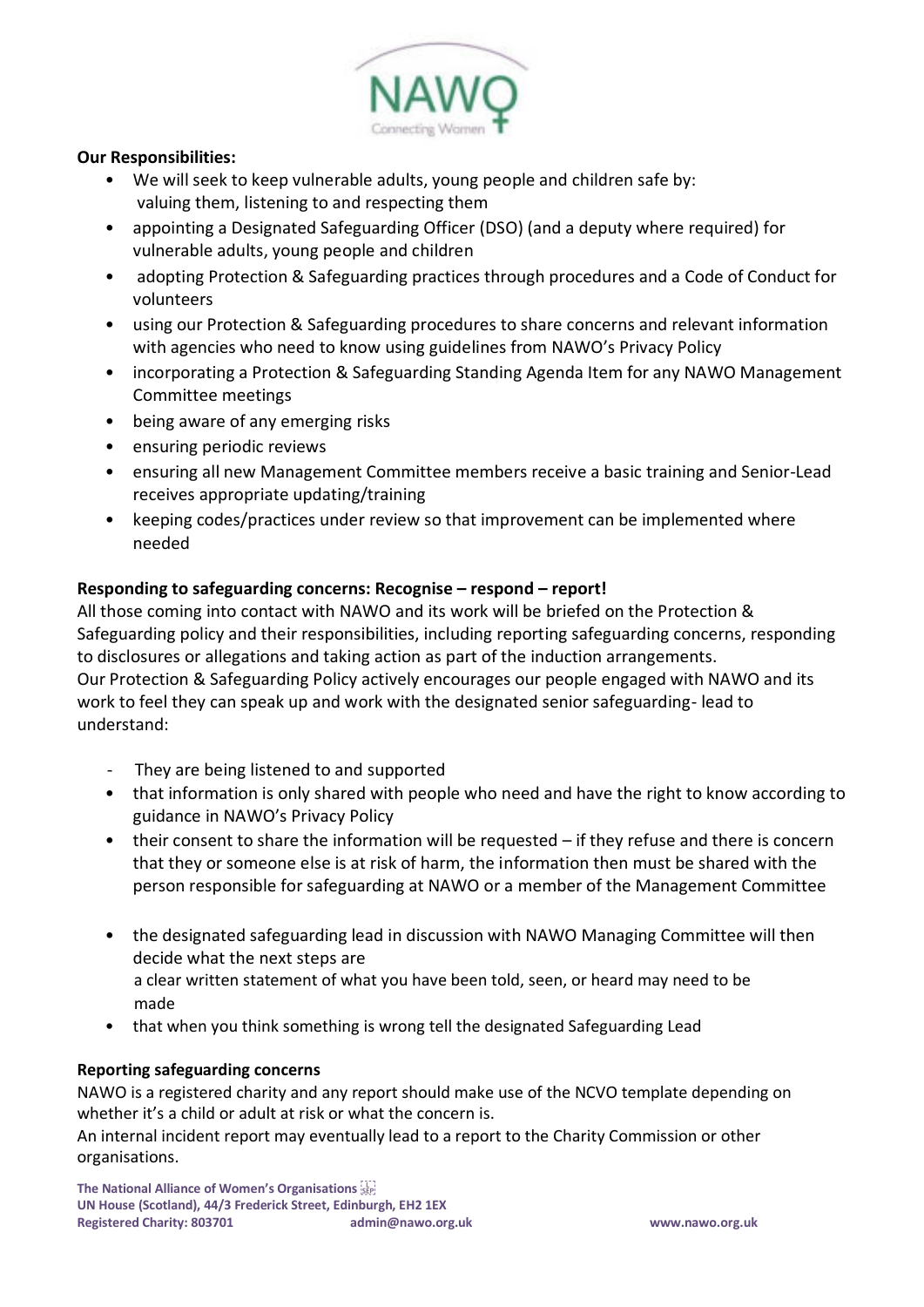**Our Responsibilities:**

- We will seek to keep vulnerable adults, young people and children safe by: valuing them, listening to and respecting them
- appointing a Designated Safeguarding Officer (DSO) (and a deputy where required) for vulnerable adults, young people and children
- adopting Protection & Safeguarding practices through procedures and a Code of Conduct for volunteers
- using our Protection & Safeguarding procedures to share concerns and relevant information with agencies who need to know using guidelines from NAWO's Privacy Policy
- incorporating a Protection & Safeguarding Standing Agenda Item for any NAWO Management Committee meetings
- being aware of any emerging risks
- ensuring periodic reviews
- ensuring all new Management Committee members receive a basic training and Senior-Lead receives appropriate updating/training
- keeping codes/practices under review so that improvement can be implemented where needed

**Responding to safeguarding concerns: Recognise – respond – report!**

All those coming into contact with NAWO and its work will be briefed on the Protection & Safeguarding policy and their responsibilities, including reporting safeguarding concerns, responding to disclosures or allegations and taking action as part of the induction arrangements.
Our Protection & Safeguarding Policy actively encourages our people engaged with NAWO and its work to feel they can speak up and work with the designated senior safeguarding- lead to understand:

- They are being listened to and supported
- that information is only shared with people who need and have the right to know according to guidance in NAWO's Privacy Policy
- their consent to share the information will be requested – if they refuse and there is concern that they or someone else is at risk of harm, the information then must be shared with the person responsible for safeguarding at NAWO or a member of the Management Committee
- the designated safeguarding lead in discussion with NAWO Managing Committee will then decide what the next steps are
  a clear written statement of what you have been told, seen, or heard may need to be made
- that when you think something is wrong tell the designated Safeguarding Lead

**Reporting safeguarding concerns**

NAWO is a registered charity and any report should make use of the NCVO template depending on whether it's a child or adult at risk or what the concern is.
An internal incident report may eventually lead to a report to the Charity Commission or other organisations.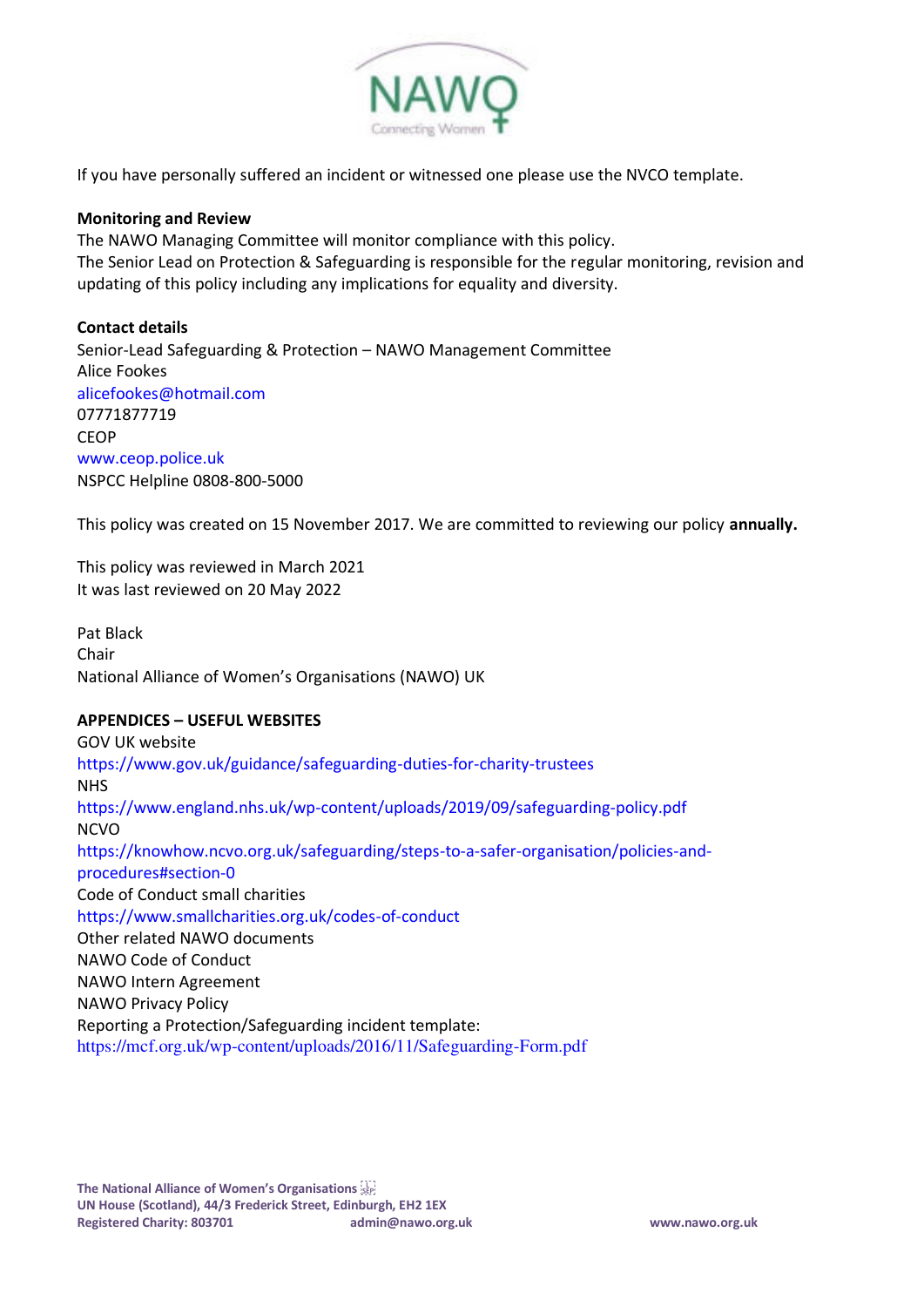If you have personally suffered an incident or witnessed one please use the NVCO template.

**Monitoring and Review**

The NAWO Managing Committee will monitor compliance with this policy.
The Senior Lead on Protection & Safeguarding is responsible for the regular monitoring, revision and updating of this policy including any implications for equality and diversity.

**Contact details**

Senior-Lead Safeguarding & Protection – NAWO Management Committee
Alice Fookes
alicefookes@hotmail.com
07771877719
CEOP
www.ceop.police.uk
NSPCC Helpline 0808-800-5000

This policy was created on 15 November 2017. We are committed to reviewing our policy **annually.**

This policy was reviewed in March 2021
It was last reviewed on 20 May 2022

Pat Black
Chair
National Alliance of Women's Organisations (NAWO) UK

**APPENDICES – USEFUL WEBSITES**

GOV UK website
https://www.gov.uk/guidance/safeguarding-duties-for-charity-trustees
NHS
https://www.england.nhs.uk/wp-content/uploads/2019/09/safeguarding-policy.pdf
NCVO
https://knowhow.ncvo.org.uk/safeguarding/steps-to-a-safer-organisation/policies-and-procedures#section-0
Code of Conduct small charities
https://www.smallcharities.org.uk/codes-of-conduct
Other related NAWO documents
NAWO Code of Conduct
NAWO Intern Agreement
NAWO Privacy Policy
Reporting a Protection/Safeguarding incident template:
https://mcf.org.uk/wp-content/uploads/2016/11/Safeguarding-Form.pdf